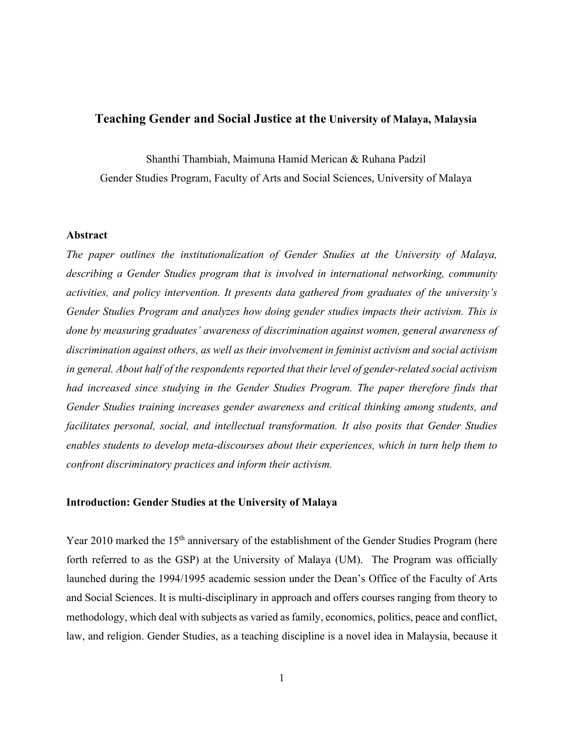# Teaching Gender and Social Justice at the University of Malaya, Malaysia

Shanthi Thambiah, Maimuna Hamid Merican & Ruhana Padzil
Gender Studies Program, Faculty of Arts and Social Sciences, University of Malaya

### Abstract

*The paper outlines the institutionalization of Gender Studies at the University of Malaya, describing a Gender Studies program that is involved in international networking, community activities, and policy intervention. It presents data gathered from graduates of the university's Gender Studies Program and analyzes how doing gender studies impacts their activism. This is done by measuring graduates' awareness of discrimination against women, general awareness of discrimination against others, as well as their involvement in feminist activism and social activism in general. About half of the respondents reported that their level of gender-related social activism had increased since studying in the Gender Studies Program. The paper therefore finds that Gender Studies training increases gender awareness and critical thinking among students, and facilitates personal, social, and intellectual transformation. It also posits that Gender Studies enables students to develop meta-discourses about their experiences, which in turn help them to confront discriminatory practices and inform their activism.*

### Introduction: Gender Studies at the University of Malaya

Year 2010 marked the 15th anniversary of the establishment of the Gender Studies Program (here forth referred to as the GSP) at the University of Malaya (UM). The Program was officially launched during the 1994/1995 academic session under the Dean's Office of the Faculty of Arts and Social Sciences. It is multi-disciplinary in approach and offers courses ranging from theory to methodology, which deal with subjects as varied as family, economics, politics, peace and conflict, law, and religion. Gender Studies, as a teaching discipline is a novel idea in Malaysia, because it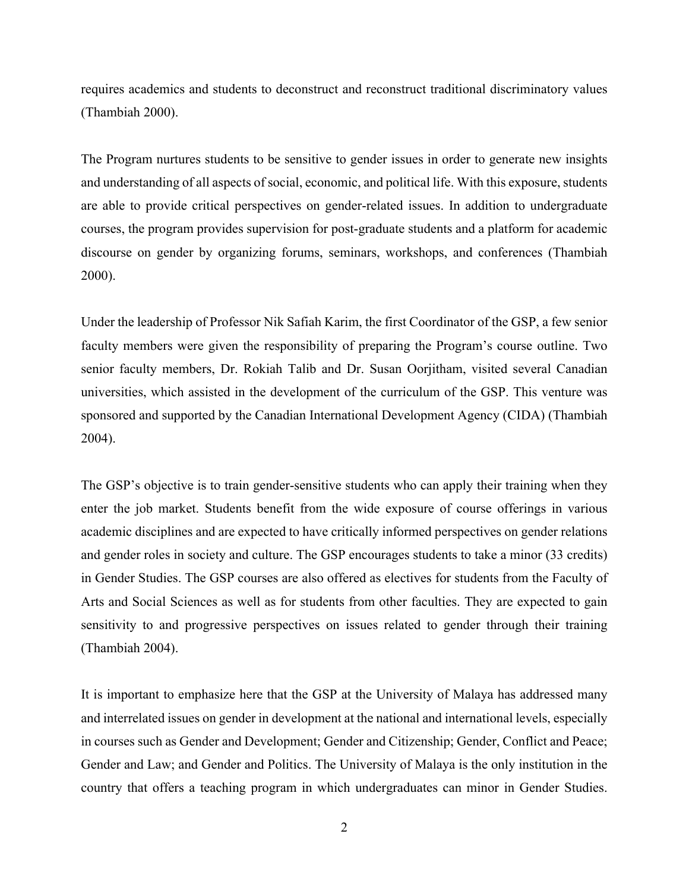requires academics and students to deconstruct and reconstruct traditional discriminatory values (Thambiah 2000).

The Program nurtures students to be sensitive to gender issues in order to generate new insights and understanding of all aspects of social, economic, and political life. With this exposure, students are able to provide critical perspectives on gender-related issues. In addition to undergraduate courses, the program provides supervision for post-graduate students and a platform for academic discourse on gender by organizing forums, seminars, workshops, and conferences (Thambiah 2000).

Under the leadership of Professor Nik Safiah Karim, the first Coordinator of the GSP, a few senior faculty members were given the responsibility of preparing the Program's course outline. Two senior faculty members, Dr. Rokiah Talib and Dr. Susan Oorjitham, visited several Canadian universities, which assisted in the development of the curriculum of the GSP. This venture was sponsored and supported by the Canadian International Development Agency (CIDA) (Thambiah 2004).

The GSP's objective is to train gender-sensitive students who can apply their training when they enter the job market. Students benefit from the wide exposure of course offerings in various academic disciplines and are expected to have critically informed perspectives on gender relations and gender roles in society and culture. The GSP encourages students to take a minor (33 credits) in Gender Studies. The GSP courses are also offered as electives for students from the Faculty of Arts and Social Sciences as well as for students from other faculties. They are expected to gain sensitivity to and progressive perspectives on issues related to gender through their training (Thambiah 2004).

It is important to emphasize here that the GSP at the University of Malaya has addressed many and interrelated issues on gender in development at the national and international levels, especially in courses such as Gender and Development; Gender and Citizenship; Gender, Conflict and Peace; Gender and Law; and Gender and Politics. The University of Malaya is the only institution in the country that offers a teaching program in which undergraduates can minor in Gender Studies.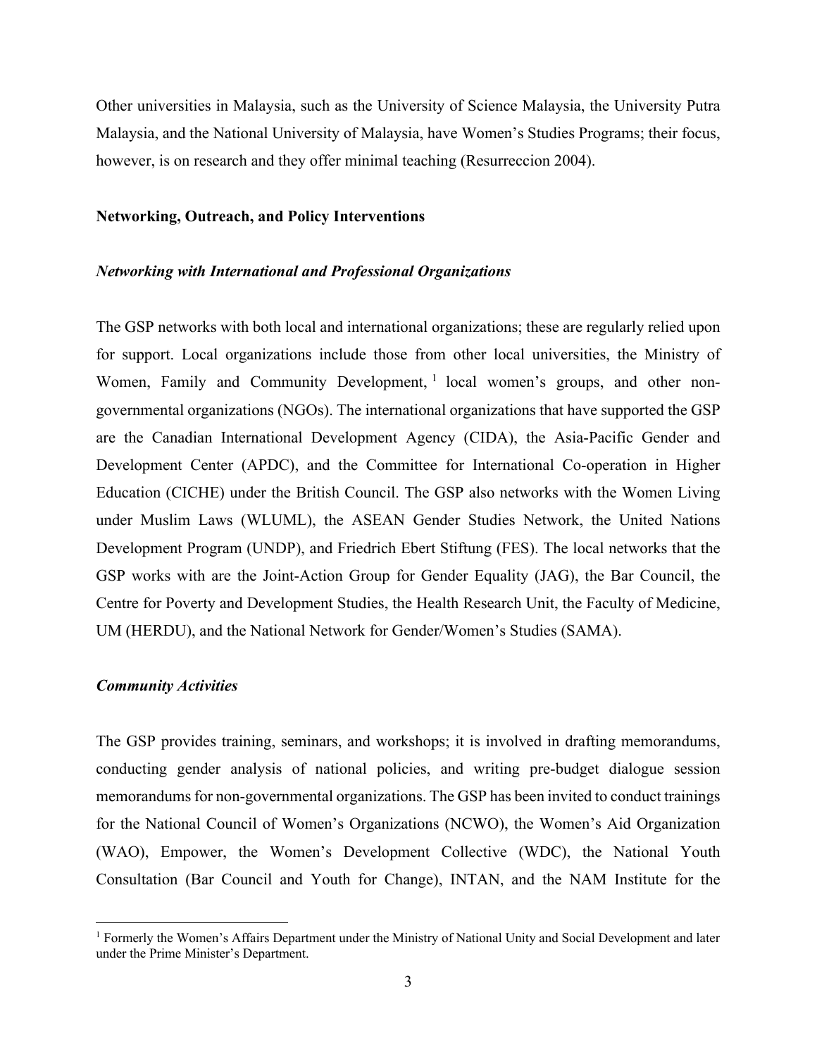Other universities in Malaysia, such as the University of Science Malaysia, the University Putra Malaysia, and the National University of Malaysia, have Women's Studies Programs; their focus, however, is on research and they offer minimal teaching (Resurreccion 2004).

## Networking, Outreach, and Policy Interventions

### *Networking with International and Professional Organizations*

The GSP networks with both local and international organizations; these are regularly relied upon for support. Local organizations include those from other local universities, the Ministry of Women, Family and Community Development, [1] local women's groups, and other non-governmental organizations (NGOs). The international organizations that have supported the GSP are the Canadian International Development Agency (CIDA), the Asia-Pacific Gender and Development Center (APDC), and the Committee for International Co-operation in Higher Education (CICHE) under the British Council. The GSP also networks with the Women Living under Muslim Laws (WLUML), the ASEAN Gender Studies Network, the United Nations Development Program (UNDP), and Friedrich Ebert Stiftung (FES). The local networks that the GSP works with are the Joint-Action Group for Gender Equality (JAG), the Bar Council, the Centre for Poverty and Development Studies, the Health Research Unit, the Faculty of Medicine, UM (HERDU), and the National Network for Gender/Women's Studies (SAMA).

### *Community Activities*

The GSP provides training, seminars, and workshops; it is involved in drafting memorandums, conducting gender analysis of national policies, and writing pre-budget dialogue session memorandums for non-governmental organizations. The GSP has been invited to conduct trainings for the National Council of Women's Organizations (NCWO), the Women's Aid Organization (WAO), Empower, the Women's Development Collective (WDC), the National Youth Consultation (Bar Council and Youth for Change), INTAN, and the NAM Institute for the

---

[1] Formerly the Women's Affairs Department under the Ministry of National Unity and Social Development and later under the Prime Minister's Department.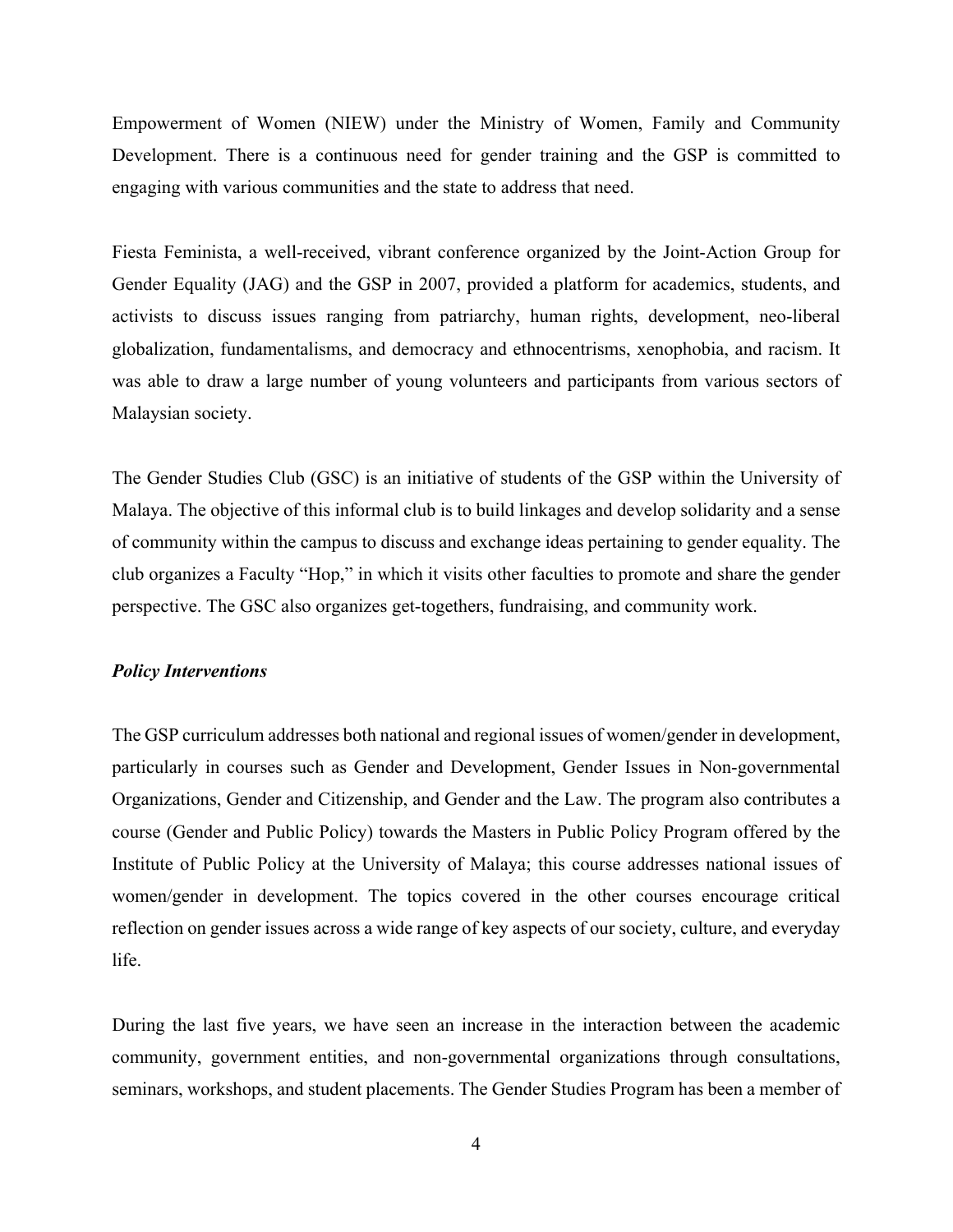Empowerment of Women (NIEW) under the Ministry of Women, Family and Community Development. There is a continuous need for gender training and the GSP is committed to engaging with various communities and the state to address that need.

Fiesta Feminista, a well-received, vibrant conference organized by the Joint-Action Group for Gender Equality (JAG) and the GSP in 2007, provided a platform for academics, students, and activists to discuss issues ranging from patriarchy, human rights, development, neo-liberal globalization, fundamentalisms, and democracy and ethnocentrisms, xenophobia, and racism. It was able to draw a large number of young volunteers and participants from various sectors of Malaysian society.

The Gender Studies Club (GSC) is an initiative of students of the GSP within the University of Malaya. The objective of this informal club is to build linkages and develop solidarity and a sense of community within the campus to discuss and exchange ideas pertaining to gender equality. The club organizes a Faculty "Hop," in which it visits other faculties to promote and share the gender perspective. The GSC also organizes get-togethers, fundraising, and community work.

***Policy Interventions***

The GSP curriculum addresses both national and regional issues of women/gender in development, particularly in courses such as Gender and Development, Gender Issues in Non-governmental Organizations, Gender and Citizenship, and Gender and the Law. The program also contributes a course (Gender and Public Policy) towards the Masters in Public Policy Program offered by the Institute of Public Policy at the University of Malaya; this course addresses national issues of women/gender in development. The topics covered in the other courses encourage critical reflection on gender issues across a wide range of key aspects of our society, culture, and everyday life.

During the last five years, we have seen an increase in the interaction between the academic community, government entities, and non-governmental organizations through consultations, seminars, workshops, and student placements. The Gender Studies Program has been a member of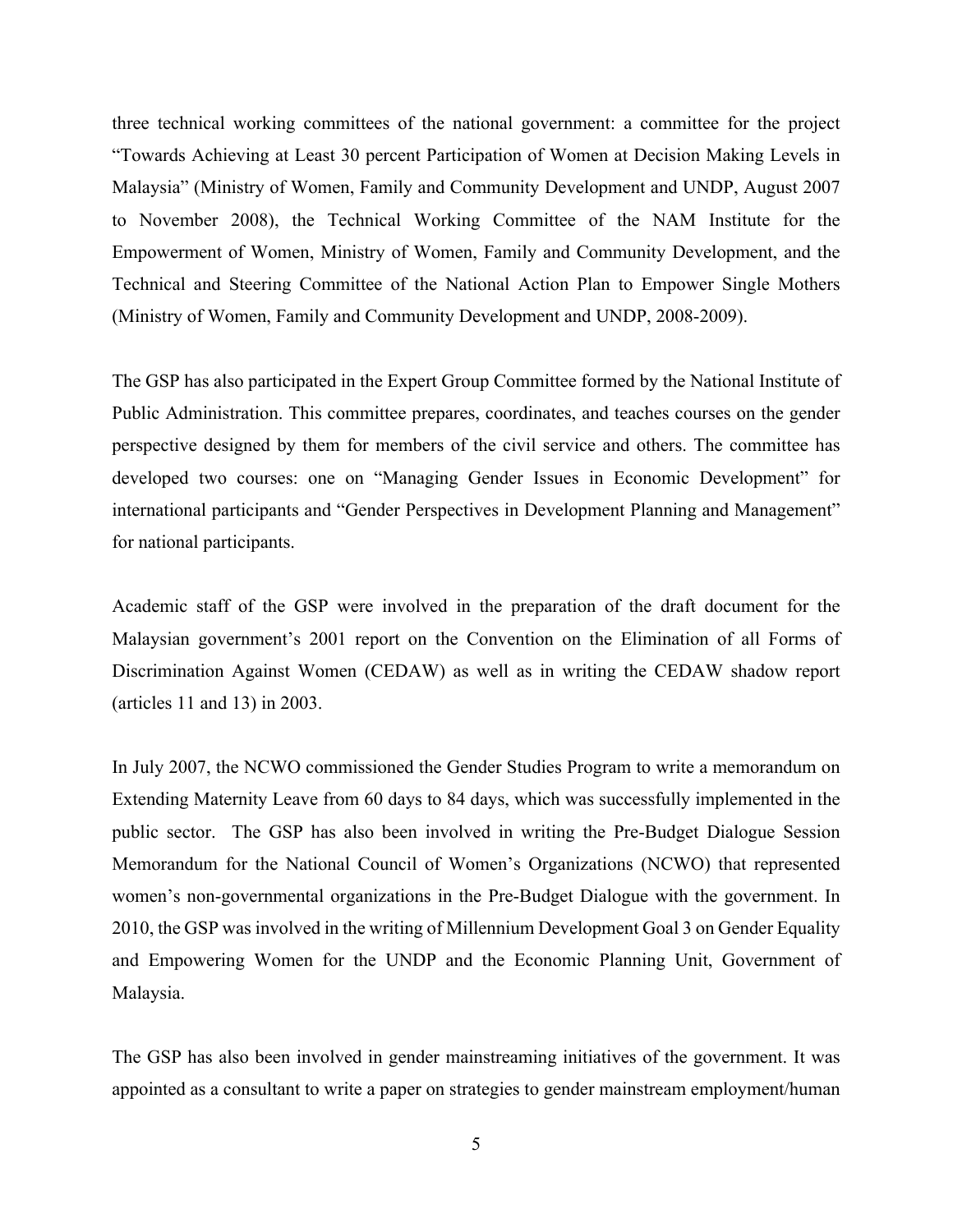three technical working committees of the national government: a committee for the project "Towards Achieving at Least 30 percent Participation of Women at Decision Making Levels in Malaysia" (Ministry of Women, Family and Community Development and UNDP, August 2007 to November 2008), the Technical Working Committee of the NAM Institute for the Empowerment of Women, Ministry of Women, Family and Community Development, and the Technical and Steering Committee of the National Action Plan to Empower Single Mothers (Ministry of Women, Family and Community Development and UNDP, 2008-2009).

The GSP has also participated in the Expert Group Committee formed by the National Institute of Public Administration. This committee prepares, coordinates, and teaches courses on the gender perspective designed by them for members of the civil service and others. The committee has developed two courses: one on "Managing Gender Issues in Economic Development" for international participants and "Gender Perspectives in Development Planning and Management" for national participants.

Academic staff of the GSP were involved in the preparation of the draft document for the Malaysian government's 2001 report on the Convention on the Elimination of all Forms of Discrimination Against Women (CEDAW) as well as in writing the CEDAW shadow report (articles 11 and 13) in 2003.

In July 2007, the NCWO commissioned the Gender Studies Program to write a memorandum on Extending Maternity Leave from 60 days to 84 days, which was successfully implemented in the public sector. The GSP has also been involved in writing the Pre-Budget Dialogue Session Memorandum for the National Council of Women's Organizations (NCWO) that represented women's non-governmental organizations in the Pre-Budget Dialogue with the government. In 2010, the GSP was involved in the writing of Millennium Development Goal 3 on Gender Equality and Empowering Women for the UNDP and the Economic Planning Unit, Government of Malaysia.

The GSP has also been involved in gender mainstreaming initiatives of the government. It was appointed as a consultant to write a paper on strategies to gender mainstream employment/human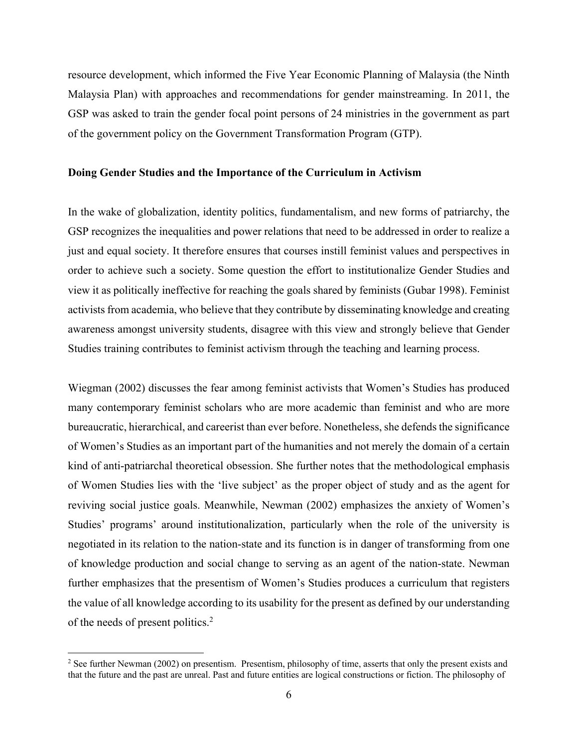resource development, which informed the Five Year Economic Planning of Malaysia (the Ninth Malaysia Plan) with approaches and recommendations for gender mainstreaming. In 2011, the GSP was asked to train the gender focal point persons of 24 ministries in the government as part of the government policy on the Government Transformation Program (GTP).

**Doing Gender Studies and the Importance of the Curriculum in Activism**

In the wake of globalization, identity politics, fundamentalism, and new forms of patriarchy, the GSP recognizes the inequalities and power relations that need to be addressed in order to realize a just and equal society. It therefore ensures that courses instill feminist values and perspectives in order to achieve such a society. Some question the effort to institutionalize Gender Studies and view it as politically ineffective for reaching the goals shared by feminists (Gubar 1998). Feminist activists from academia, who believe that they contribute by disseminating knowledge and creating awareness amongst university students, disagree with this view and strongly believe that Gender Studies training contributes to feminist activism through the teaching and learning process.

Wiegman (2002) discusses the fear among feminist activists that Women's Studies has produced many contemporary feminist scholars who are more academic than feminist and who are more bureaucratic, hierarchical, and careerist than ever before. Nonetheless, she defends the significance of Women's Studies as an important part of the humanities and not merely the domain of a certain kind of anti-patriarchal theoretical obsession. She further notes that the methodological emphasis of Women Studies lies with the 'live subject' as the proper object of study and as the agent for reviving social justice goals. Meanwhile, Newman (2002) emphasizes the anxiety of Women's Studies' programs' around institutionalization, particularly when the role of the university is negotiated in its relation to the nation-state and its function is in danger of transforming from one of knowledge production and social change to serving as an agent of the nation-state. Newman further emphasizes that the presentism of Women's Studies produces a curriculum that registers the value of all knowledge according to its usability for the present as defined by our understanding of the needs of present politics.[2]

[2] See further Newman (2002) on presentism. Presentism, philosophy of time, asserts that only the present exists and that the future and the past are unreal. Past and future entities are logical constructions or fiction. The philosophy of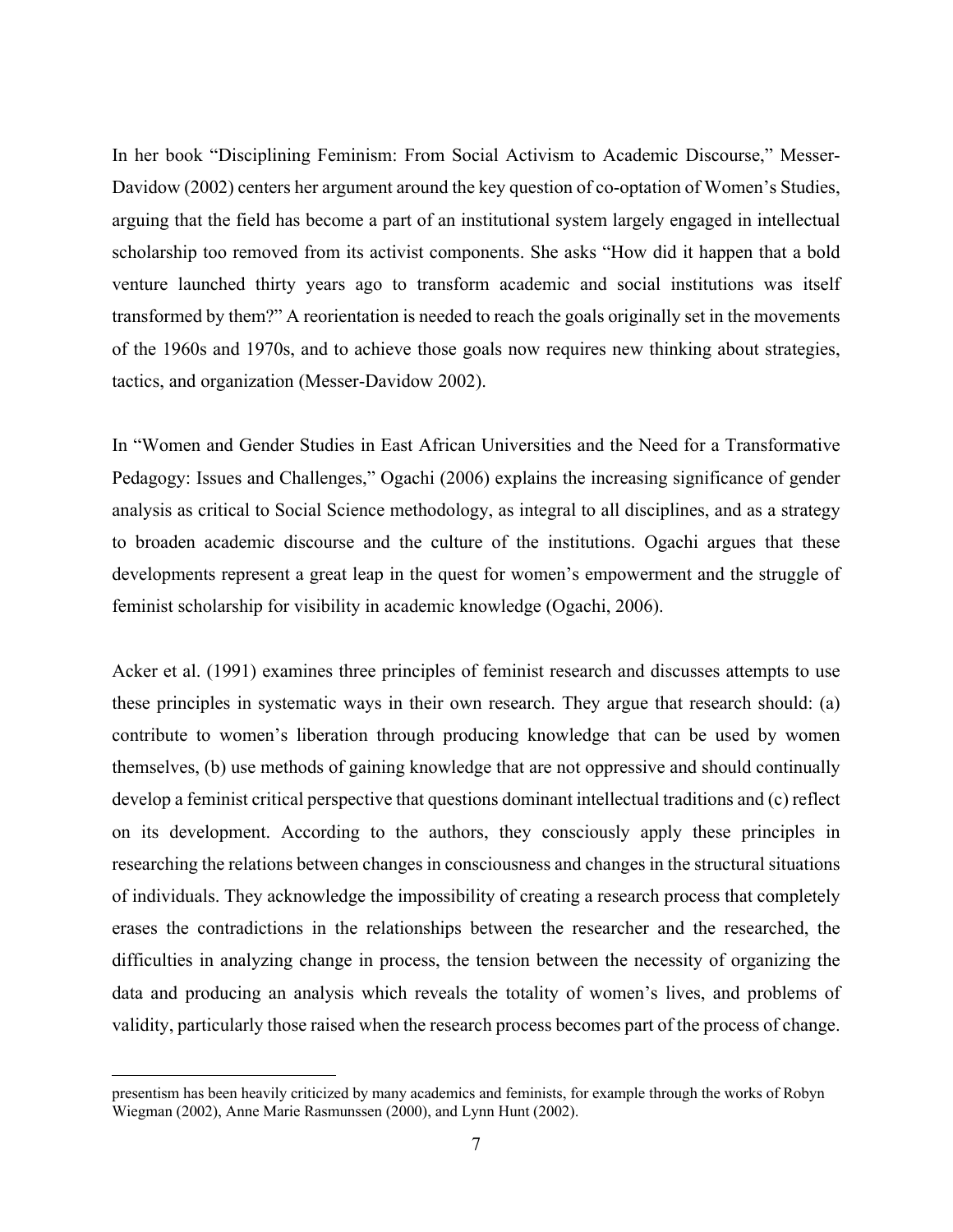In her book "Disciplining Feminism: From Social Activism to Academic Discourse," Messer-Davidow (2002) centers her argument around the key question of co-optation of Women's Studies, arguing that the field has become a part of an institutional system largely engaged in intellectual scholarship too removed from its activist components. She asks "How did it happen that a bold venture launched thirty years ago to transform academic and social institutions was itself transformed by them?" A reorientation is needed to reach the goals originally set in the movements of the 1960s and 1970s, and to achieve those goals now requires new thinking about strategies, tactics, and organization (Messer-Davidow 2002).

In "Women and Gender Studies in East African Universities and the Need for a Transformative Pedagogy: Issues and Challenges," Ogachi (2006) explains the increasing significance of gender analysis as critical to Social Science methodology, as integral to all disciplines, and as a strategy to broaden academic discourse and the culture of the institutions. Ogachi argues that these developments represent a great leap in the quest for women's empowerment and the struggle of feminist scholarship for visibility in academic knowledge (Ogachi, 2006).

Acker et al. (1991) examines three principles of feminist research and discusses attempts to use these principles in systematic ways in their own research. They argue that research should: (a) contribute to women's liberation through producing knowledge that can be used by women themselves, (b) use methods of gaining knowledge that are not oppressive and should continually develop a feminist critical perspective that questions dominant intellectual traditions and (c) reflect on its development. According to the authors, they consciously apply these principles in researching the relations between changes in consciousness and changes in the structural situations of individuals. They acknowledge the impossibility of creating a research process that completely erases the contradictions in the relationships between the researcher and the researched, the difficulties in analyzing change in process, the tension between the necessity of organizing the data and producing an analysis which reveals the totality of women's lives, and problems of validity, particularly those raised when the research process becomes part of the process of change.

---

presentism has been heavily criticized by many academics and feminists, for example through the works of Robyn Wiegman (2002), Anne Marie Rasmunssen (2000), and Lynn Hunt (2002).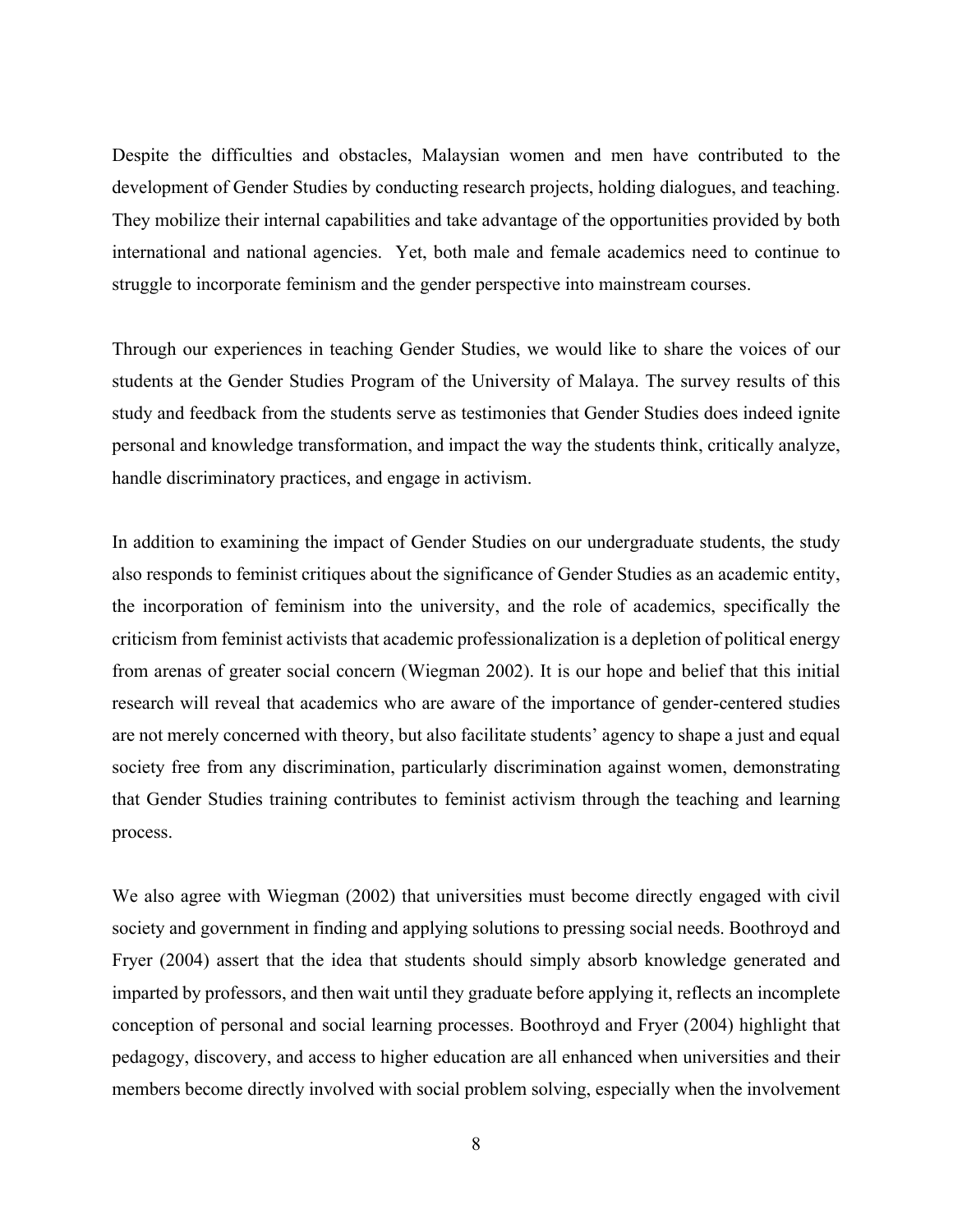Despite the difficulties and obstacles, Malaysian women and men have contributed to the development of Gender Studies by conducting research projects, holding dialogues, and teaching. They mobilize their internal capabilities and take advantage of the opportunities provided by both international and national agencies. Yet, both male and female academics need to continue to struggle to incorporate feminism and the gender perspective into mainstream courses.

Through our experiences in teaching Gender Studies, we would like to share the voices of our students at the Gender Studies Program of the University of Malaya. The survey results of this study and feedback from the students serve as testimonies that Gender Studies does indeed ignite personal and knowledge transformation, and impact the way the students think, critically analyze, handle discriminatory practices, and engage in activism.

In addition to examining the impact of Gender Studies on our undergraduate students, the study also responds to feminist critiques about the significance of Gender Studies as an academic entity, the incorporation of feminism into the university, and the role of academics, specifically the criticism from feminist activists that academic professionalization is a depletion of political energy from arenas of greater social concern (Wiegman 2002). It is our hope and belief that this initial research will reveal that academics who are aware of the importance of gender-centered studies are not merely concerned with theory, but also facilitate students' agency to shape a just and equal society free from any discrimination, particularly discrimination against women, demonstrating that Gender Studies training contributes to feminist activism through the teaching and learning process.

We also agree with Wiegman (2002) that universities must become directly engaged with civil society and government in finding and applying solutions to pressing social needs. Boothroyd and Fryer (2004) assert that the idea that students should simply absorb knowledge generated and imparted by professors, and then wait until they graduate before applying it, reflects an incomplete conception of personal and social learning processes. Boothroyd and Fryer (2004) highlight that pedagogy, discovery, and access to higher education are all enhanced when universities and their members become directly involved with social problem solving, especially when the involvement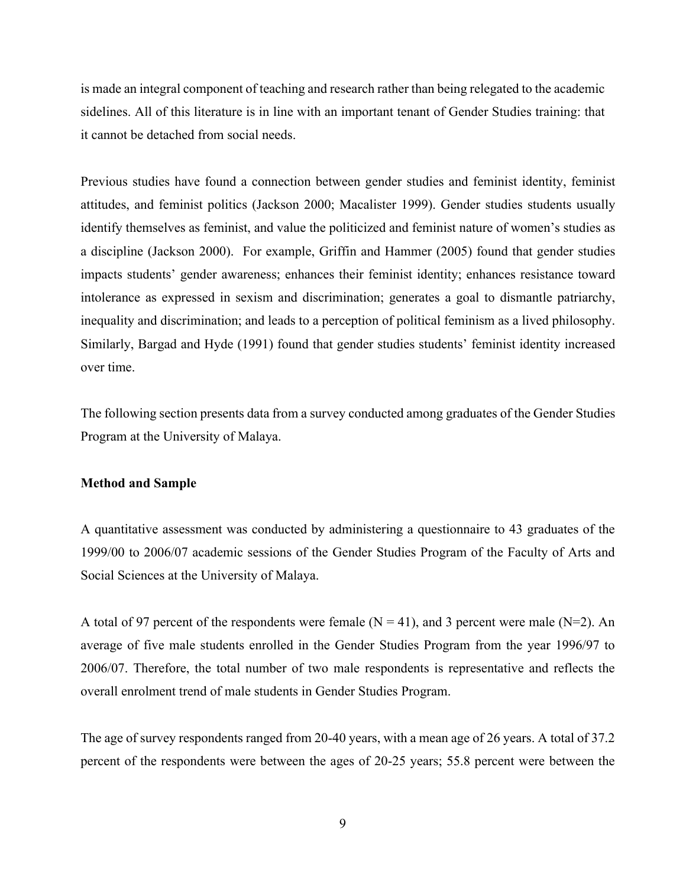is made an integral component of teaching and research rather than being relegated to the academic sidelines. All of this literature is in line with an important tenant of Gender Studies training: that it cannot be detached from social needs.

Previous studies have found a connection between gender studies and feminist identity, feminist attitudes, and feminist politics (Jackson 2000; Macalister 1999). Gender studies students usually identify themselves as feminist, and value the politicized and feminist nature of women's studies as a discipline (Jackson 2000). For example, Griffin and Hammer (2005) found that gender studies impacts students' gender awareness; enhances their feminist identity; enhances resistance toward intolerance as expressed in sexism and discrimination; generates a goal to dismantle patriarchy, inequality and discrimination; and leads to a perception of political feminism as a lived philosophy. Similarly, Bargad and Hyde (1991) found that gender studies students' feminist identity increased over time.

The following section presents data from a survey conducted among graduates of the Gender Studies Program at the University of Malaya.

**Method and Sample**

A quantitative assessment was conducted by administering a questionnaire to 43 graduates of the 1999/00 to 2006/07 academic sessions of the Gender Studies Program of the Faculty of Arts and Social Sciences at the University of Malaya.

A total of 97 percent of the respondents were female (N = 41), and 3 percent were male (N=2). An average of five male students enrolled in the Gender Studies Program from the year 1996/97 to 2006/07. Therefore, the total number of two male respondents is representative and reflects the overall enrolment trend of male students in Gender Studies Program.

The age of survey respondents ranged from 20-40 years, with a mean age of 26 years. A total of 37.2 percent of the respondents were between the ages of 20-25 years; 55.8 percent were between the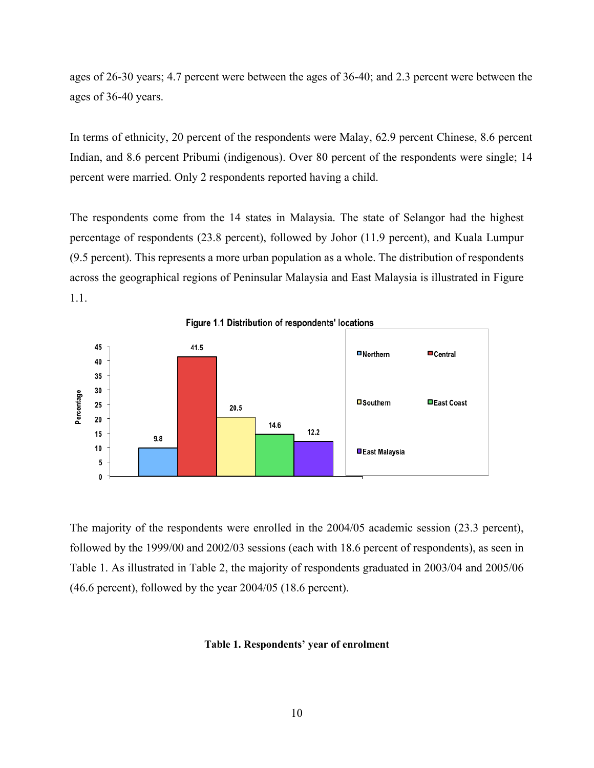ages of 26-30 years; 4.7 percent were between the ages of 36-40; and 2.3 percent were between the ages of 36-40 years.

In terms of ethnicity, 20 percent of the respondents were Malay, 62.9 percent Chinese, 8.6 percent Indian, and 8.6 percent Pribumi (indigenous). Over 80 percent of the respondents were single; 14 percent were married. Only 2 respondents reported having a child.

The respondents come from the 14 states in Malaysia. The state of Selangor had the highest percentage of respondents (23.8 percent), followed by Johor (11.9 percent), and Kuala Lumpur (9.5 percent). This represents a more urban population as a whole. The distribution of respondents across the geographical regions of Peninsular Malaysia and East Malaysia is illustrated in Figure 1.1.

**Figure 1.1 Distribution of respondents' locations**

| Region | Percentage |
|---|---|
| Northern | 9.8 |
| Central | 41.5 |
| Southern | 20.5 |
| East Coast | 14.6 |
| East Malaysia | 12.2 |

The majority of the respondents were enrolled in the 2004/05 academic session (23.3 percent), followed by the 1999/00 and 2002/03 sessions (each with 18.6 percent of respondents), as seen in Table 1. As illustrated in Table 2, the majority of respondents graduated in 2003/04 and 2005/06 (46.6 percent), followed by the year 2004/05 (18.6 percent).

**Table 1. Respondents' year of enrolment**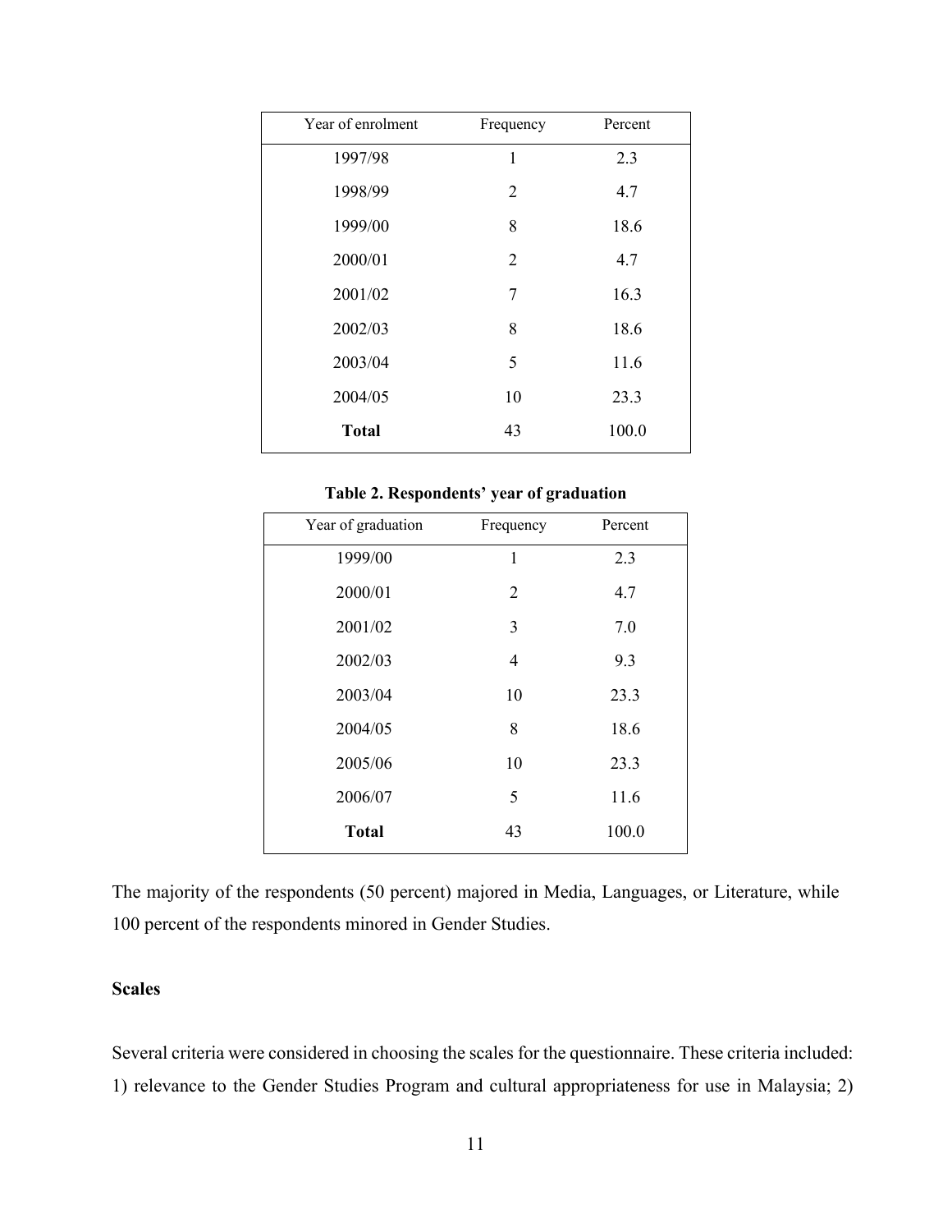| Year of enrolment | Frequency | Percent |
|---|---|---|
| 1997/98 | 1 | 2.3 |
| 1998/99 | 2 | 4.7 |
| 1999/00 | 8 | 18.6 |
| 2000/01 | 2 | 4.7 |
| 2001/02 | 7 | 16.3 |
| 2002/03 | 8 | 18.6 |
| 2003/04 | 5 | 11.6 |
| 2004/05 | 10 | 23.3 |
| **Total** | 43 | 100.0 |

**Table 2. Respondents' year of graduation**

| Year of graduation | Frequency | Percent |
|---|---|---|
| 1999/00 | 1 | 2.3 |
| 2000/01 | 2 | 4.7 |
| 2001/02 | 3 | 7.0 |
| 2002/03 | 4 | 9.3 |
| 2003/04 | 10 | 23.3 |
| 2004/05 | 8 | 18.6 |
| 2005/06 | 10 | 23.3 |
| 2006/07 | 5 | 11.6 |
| **Total** | 43 | 100.0 |

The majority of the respondents (50 percent) majored in Media, Languages, or Literature, while 100 percent of the respondents minored in Gender Studies.

**Scales**

Several criteria were considered in choosing the scales for the questionnaire. These criteria included: 1) relevance to the Gender Studies Program and cultural appropriateness for use in Malaysia; 2)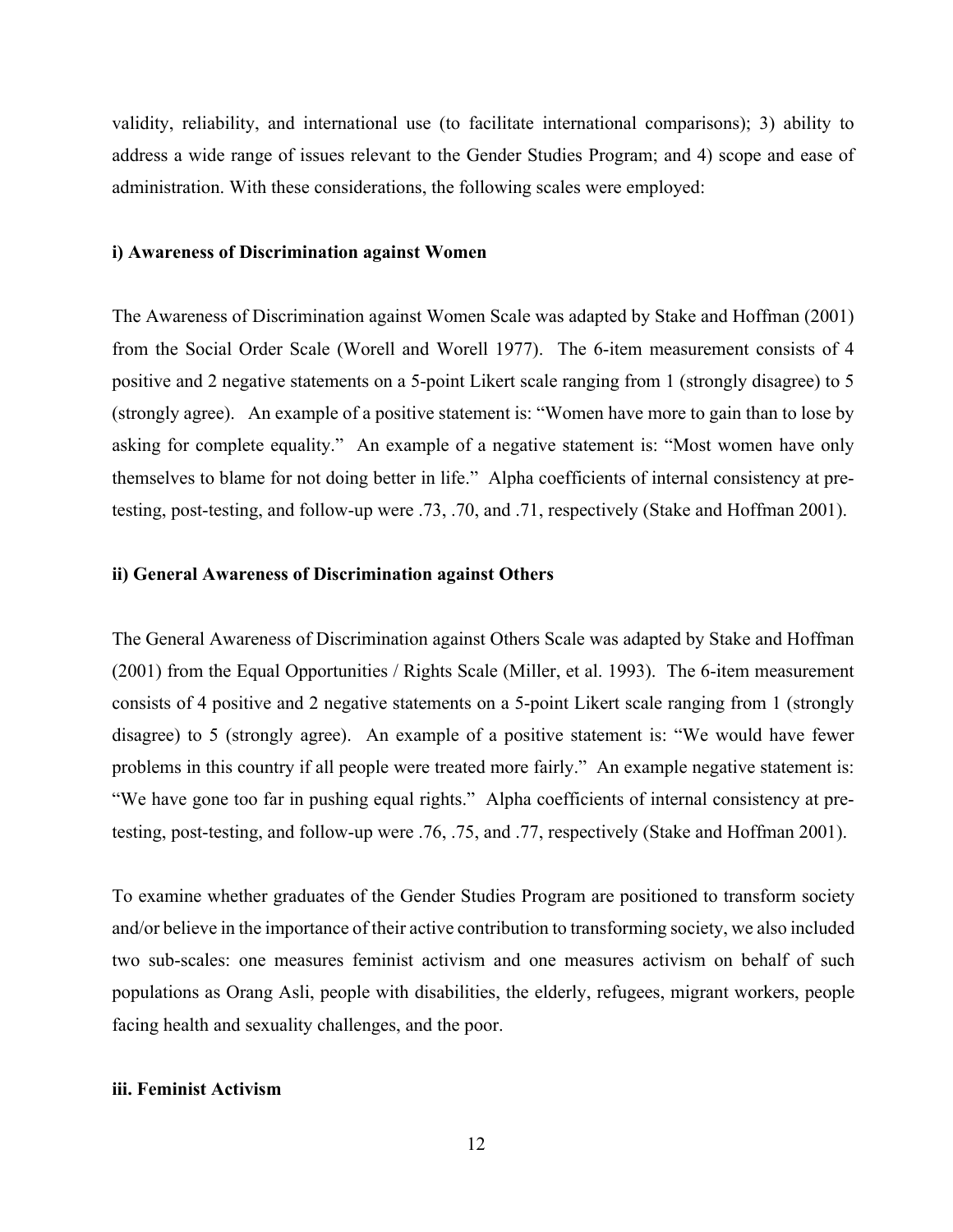validity, reliability, and international use (to facilitate international comparisons); 3) ability to address a wide range of issues relevant to the Gender Studies Program; and 4) scope and ease of administration. With these considerations, the following scales were employed:

**i) Awareness of Discrimination against Women**

The Awareness of Discrimination against Women Scale was adapted by Stake and Hoffman (2001) from the Social Order Scale (Worell and Worell 1977). The 6-item measurement consists of 4 positive and 2 negative statements on a 5-point Likert scale ranging from 1 (strongly disagree) to 5 (strongly agree). An example of a positive statement is: "Women have more to gain than to lose by asking for complete equality." An example of a negative statement is: "Most women have only themselves to blame for not doing better in life." Alpha coefficients of internal consistency at pre-testing, post-testing, and follow-up were .73, .70, and .71, respectively (Stake and Hoffman 2001).

**ii) General Awareness of Discrimination against Others**

The General Awareness of Discrimination against Others Scale was adapted by Stake and Hoffman (2001) from the Equal Opportunities / Rights Scale (Miller, et al. 1993). The 6-item measurement consists of 4 positive and 2 negative statements on a 5-point Likert scale ranging from 1 (strongly disagree) to 5 (strongly agree). An example of a positive statement is: "We would have fewer problems in this country if all people were treated more fairly." An example negative statement is: "We have gone too far in pushing equal rights." Alpha coefficients of internal consistency at pre-testing, post-testing, and follow-up were .76, .75, and .77, respectively (Stake and Hoffman 2001).

To examine whether graduates of the Gender Studies Program are positioned to transform society and/or believe in the importance of their active contribution to transforming society, we also included two sub-scales: one measures feminist activism and one measures activism on behalf of such populations as Orang Asli, people with disabilities, the elderly, refugees, migrant workers, people facing health and sexuality challenges, and the poor.

**iii. Feminist Activism**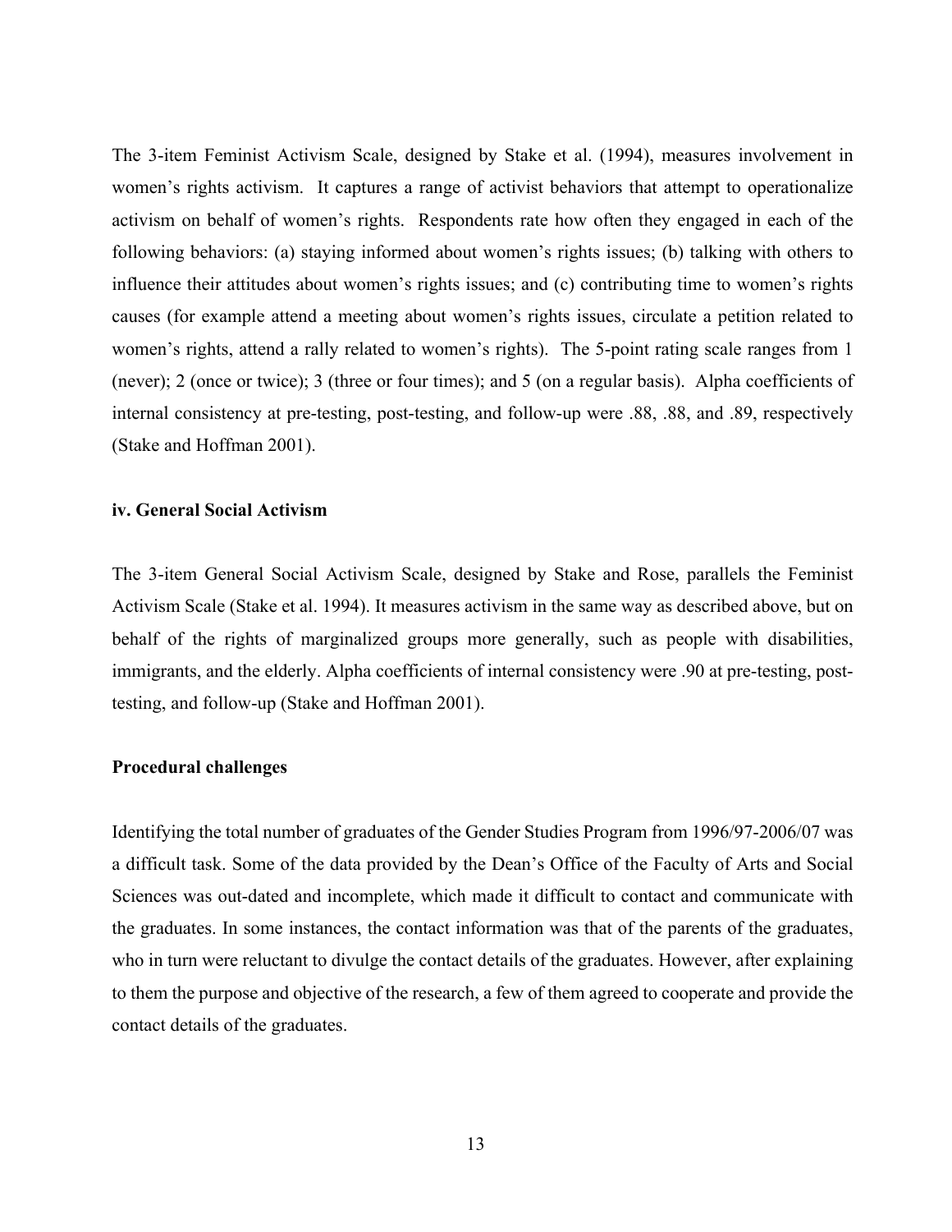The 3-item Feminist Activism Scale, designed by Stake et al. (1994), measures involvement in women's rights activism. It captures a range of activist behaviors that attempt to operationalize activism on behalf of women's rights. Respondents rate how often they engaged in each of the following behaviors: (a) staying informed about women's rights issues; (b) talking with others to influence their attitudes about women's rights issues; and (c) contributing time to women's rights causes (for example attend a meeting about women's rights issues, circulate a petition related to women's rights, attend a rally related to women's rights). The 5-point rating scale ranges from 1 (never); 2 (once or twice); 3 (three or four times); and 5 (on a regular basis). Alpha coefficients of internal consistency at pre-testing, post-testing, and follow-up were .88, .88, and .89, respectively (Stake and Hoffman 2001).

**iv. General Social Activism**

The 3-item General Social Activism Scale, designed by Stake and Rose, parallels the Feminist Activism Scale (Stake et al. 1994). It measures activism in the same way as described above, but on behalf of the rights of marginalized groups more generally, such as people with disabilities, immigrants, and the elderly. Alpha coefficients of internal consistency were .90 at pre-testing, post-testing, and follow-up (Stake and Hoffman 2001).

**Procedural challenges**

Identifying the total number of graduates of the Gender Studies Program from 1996/97-2006/07 was a difficult task. Some of the data provided by the Dean's Office of the Faculty of Arts and Social Sciences was out-dated and incomplete, which made it difficult to contact and communicate with the graduates. In some instances, the contact information was that of the parents of the graduates, who in turn were reluctant to divulge the contact details of the graduates. However, after explaining to them the purpose and objective of the research, a few of them agreed to cooperate and provide the contact details of the graduates.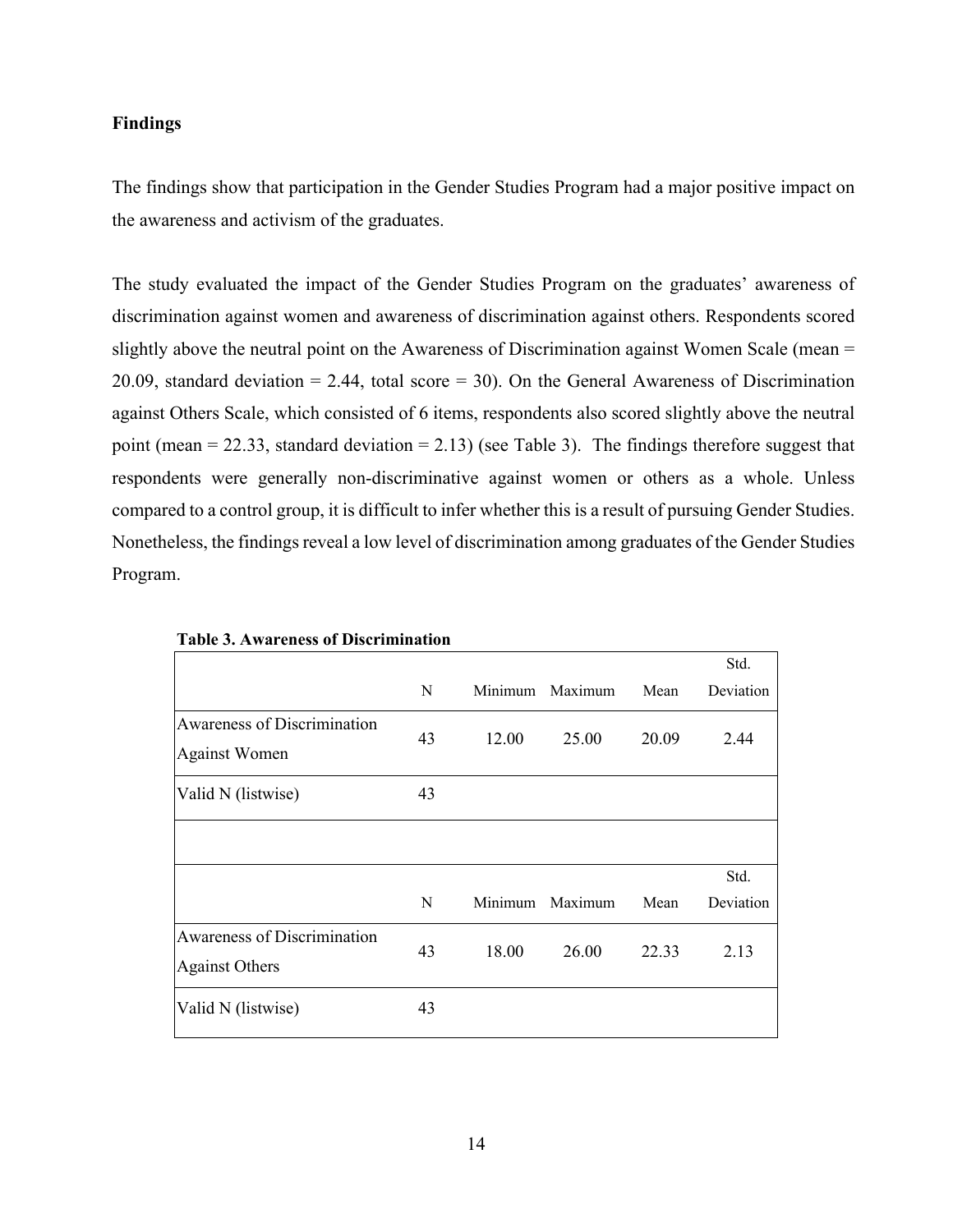**Findings**

The findings show that participation in the Gender Studies Program had a major positive impact on the awareness and activism of the graduates.

The study evaluated the impact of the Gender Studies Program on the graduates' awareness of discrimination against women and awareness of discrimination against others. Respondents scored slightly above the neutral point on the Awareness of Discrimination against Women Scale (mean = 20.09, standard deviation = 2.44, total score = 30). On the General Awareness of Discrimination against Others Scale, which consisted of 6 items, respondents also scored slightly above the neutral point (mean = 22.33, standard deviation = 2.13) (see Table 3). The findings therefore suggest that respondents were generally non-discriminative against women or others as a whole. Unless compared to a control group, it is difficult to infer whether this is a result of pursuing Gender Studies. Nonetheless, the findings reveal a low level of discrimination among graduates of the Gender Studies Program.

**Table 3. Awareness of Discrimination**

| | N | Minimum | Maximum | Mean | Std. Deviation |
|---|---|---|---|---|---|
| Awareness of Discrimination Against Women | 43 | 12.00 | 25.00 | 20.09 | 2.44 |
| Valid N (listwise) | 43 | | | | |
| | | | | | |
| | N | Minimum | Maximum | Mean | Std. Deviation |
| Awareness of Discrimination Against Others | 43 | 18.00 | 26.00 | 22.33 | 2.13 |
| Valid N (listwise) | 43 | | | | |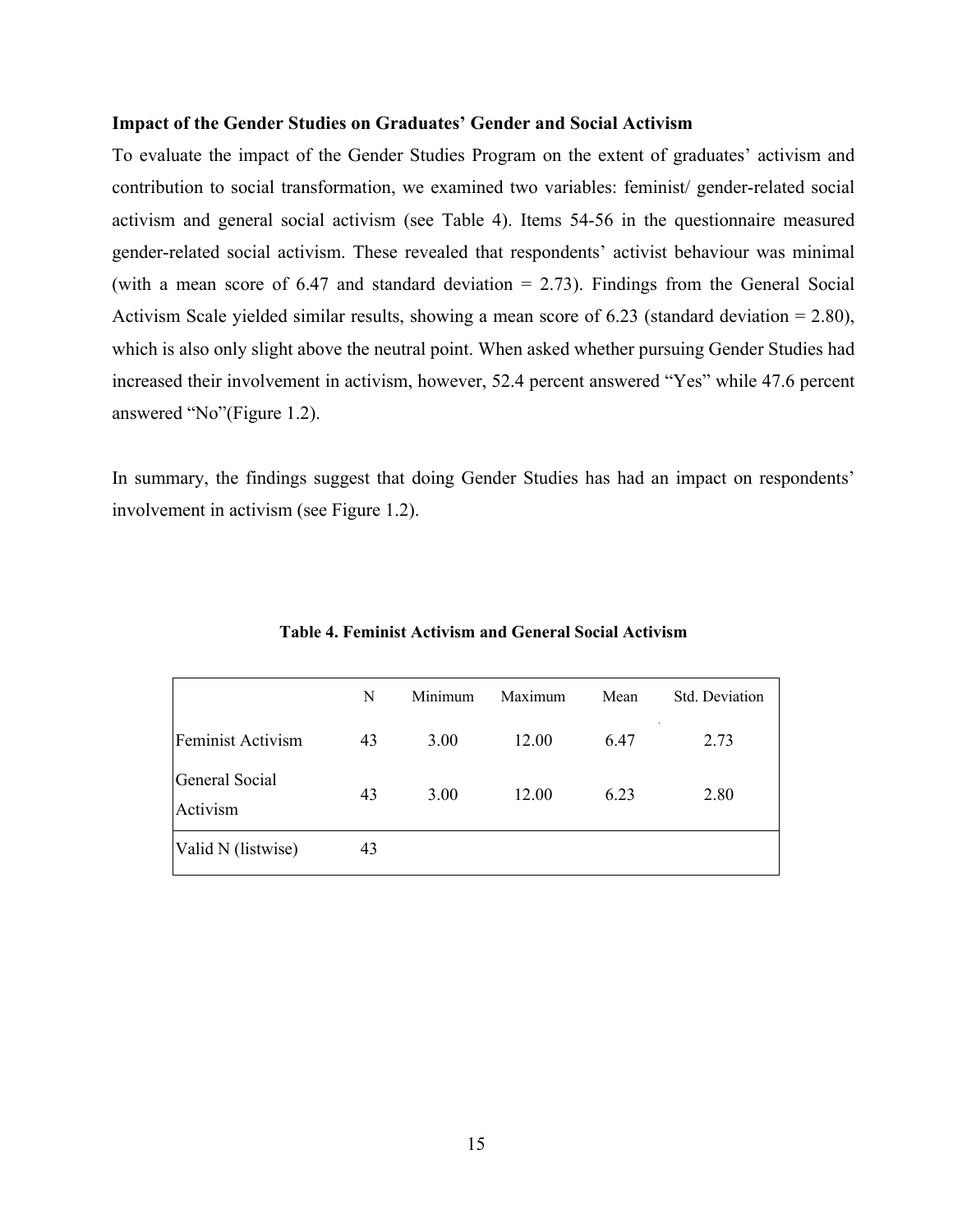### Impact of the Gender Studies on Graduates' Gender and Social Activism

To evaluate the impact of the Gender Studies Program on the extent of graduates' activism and contribution to social transformation, we examined two variables: feminist/ gender-related social activism and general social activism (see Table 4). Items 54-56 in the questionnaire measured gender-related social activism. These revealed that respondents' activist behaviour was minimal (with a mean score of 6.47 and standard deviation = 2.73). Findings from the General Social Activism Scale yielded similar results, showing a mean score of 6.23 (standard deviation = 2.80), which is also only slight above the neutral point. When asked whether pursuing Gender Studies had increased their involvement in activism, however, 52.4 percent answered "Yes" while 47.6 percent answered "No"(Figure 1.2).

In summary, the findings suggest that doing Gender Studies has had an impact on respondents' involvement in activism (see Figure 1.2).

**Table 4. Feminist Activism and General Social Activism**

| | N | Minimum | Maximum | Mean | Std. Deviation |
|---|---|---|---|---|---|
| Feminist Activism | 43 | 3.00 | 12.00 | 6.47 | 2.73 |
| General Social Activism | 43 | 3.00 | 12.00 | 6.23 | 2.80 |
| Valid N (listwise) | 43 | | | | |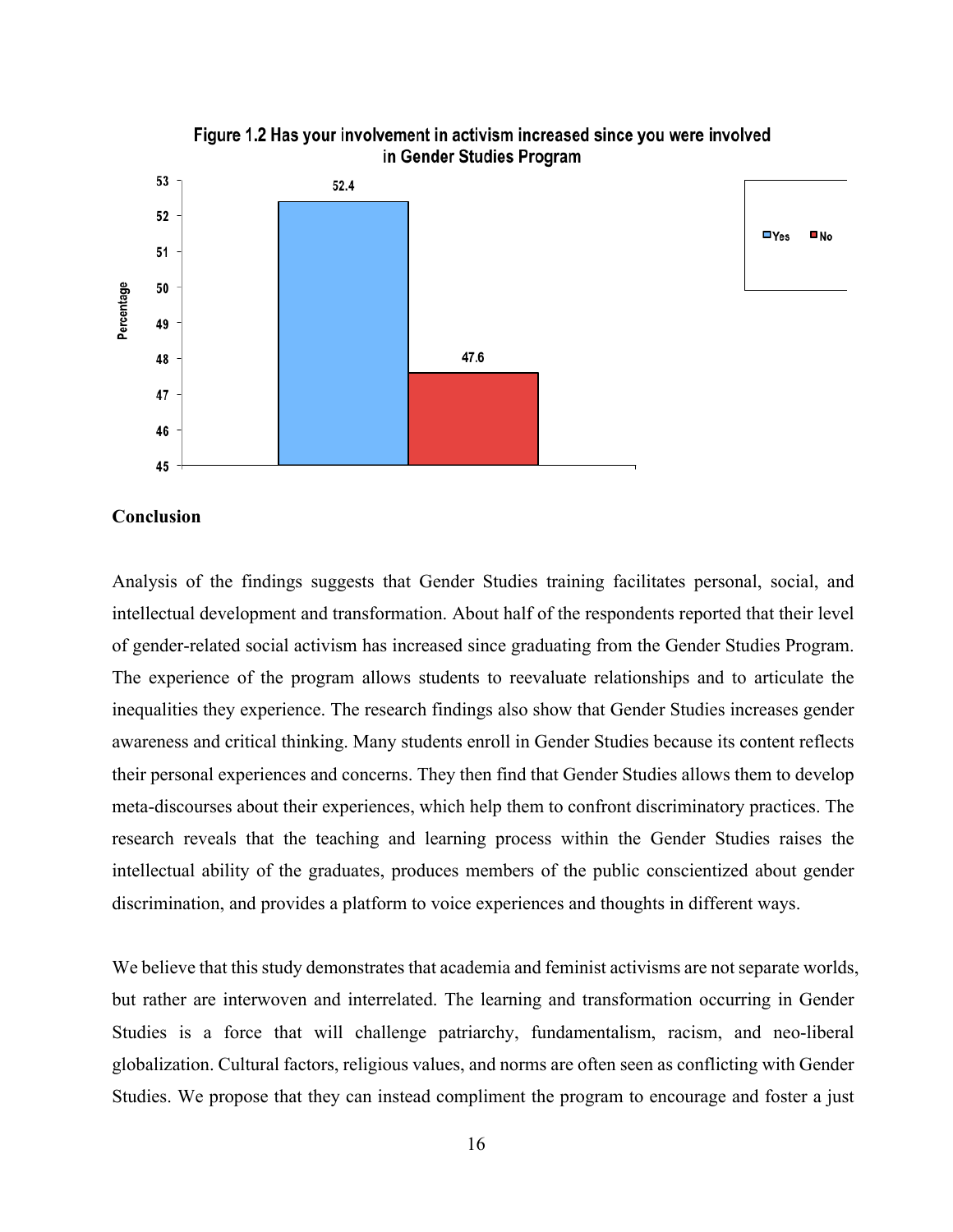**Figure 1.2 Has your involvement in activism increased since you were involved in Gender Studies Program**

| Response | Percentage |
|---|---|
| Yes | 52.4 |
| No | 47.6 |

## Conclusion

Analysis of the findings suggests that Gender Studies training facilitates personal, social, and intellectual development and transformation. About half of the respondents reported that their level of gender-related social activism has increased since graduating from the Gender Studies Program. The experience of the program allows students to reevaluate relationships and to articulate the inequalities they experience. The research findings also show that Gender Studies increases gender awareness and critical thinking. Many students enroll in Gender Studies because its content reflects their personal experiences and concerns. They then find that Gender Studies allows them to develop meta-discourses about their experiences, which help them to confront discriminatory practices. The research reveals that the teaching and learning process within the Gender Studies raises the intellectual ability of the graduates, produces members of the public conscientized about gender discrimination, and provides a platform to voice experiences and thoughts in different ways.

We believe that this study demonstrates that academia and feminist activisms are not separate worlds, but rather are interwoven and interrelated. The learning and transformation occurring in Gender Studies is a force that will challenge patriarchy, fundamentalism, racism, and neo-liberal globalization. Cultural factors, religious values, and norms are often seen as conflicting with Gender Studies. We propose that they can instead compliment the program to encourage and foster a just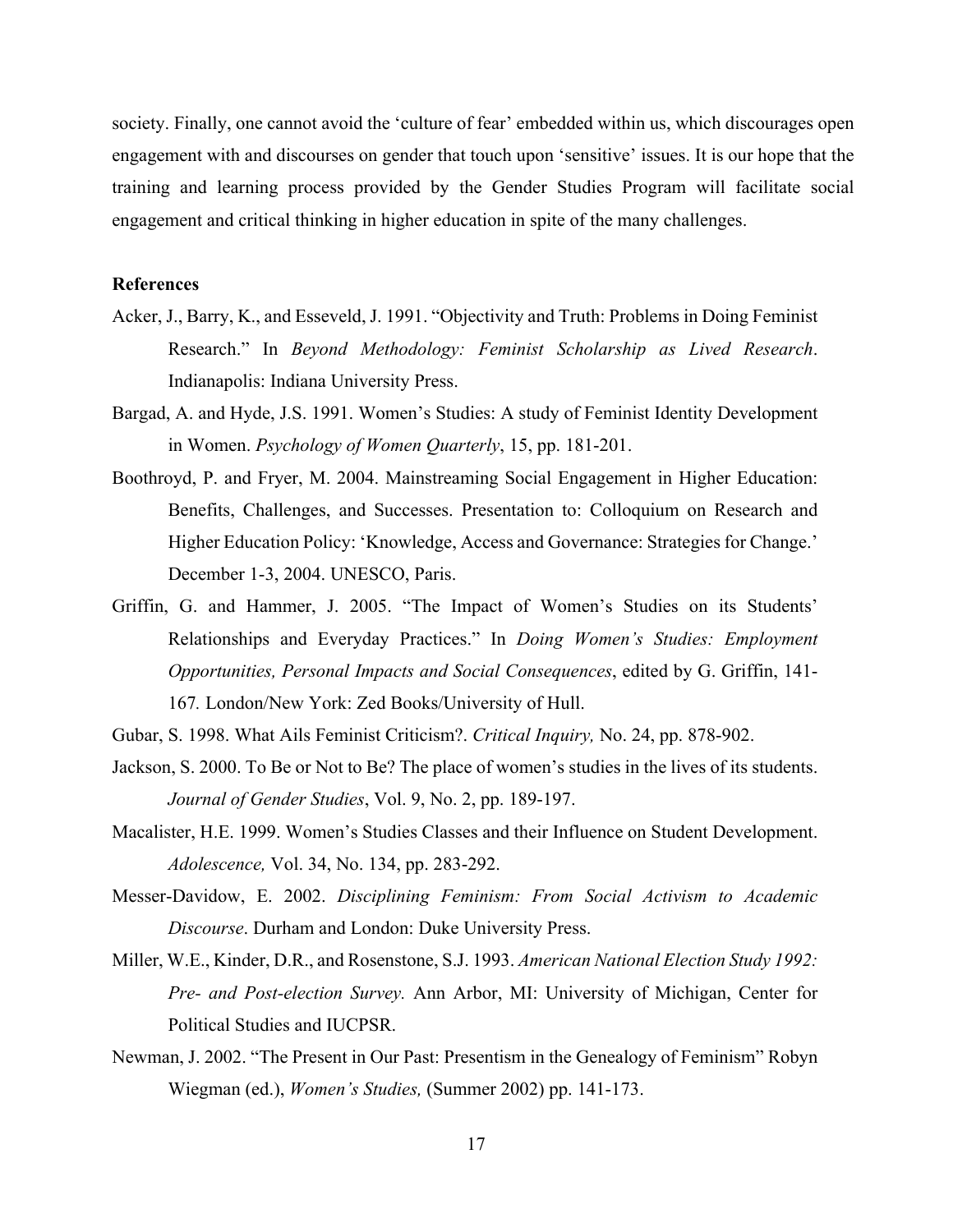society. Finally, one cannot avoid the 'culture of fear' embedded within us, which discourages open engagement with and discourses on gender that touch upon 'sensitive' issues. It is our hope that the training and learning process provided by the Gender Studies Program will facilitate social engagement and critical thinking in higher education in spite of the many challenges.

**References**

Acker, J., Barry, K., and Esseveld, J. 1991. "Objectivity and Truth: Problems in Doing Feminist Research." In *Beyond Methodology: Feminist Scholarship as Lived Research*. Indianapolis: Indiana University Press.

Bargad, A. and Hyde, J.S. 1991. Women's Studies: A study of Feminist Identity Development in Women. *Psychology of Women Quarterly*, 15, pp. 181-201.

Boothroyd, P. and Fryer, M. 2004. Mainstreaming Social Engagement in Higher Education: Benefits, Challenges, and Successes. Presentation to: Colloquium on Research and Higher Education Policy: 'Knowledge, Access and Governance: Strategies for Change.' December 1-3, 2004. UNESCO, Paris.

Griffin, G. and Hammer, J. 2005. "The Impact of Women's Studies on its Students' Relationships and Everyday Practices." In *Doing Women's Studies: Employment Opportunities, Personal Impacts and Social Consequences*, edited by G. Griffin, 141-167*.* London/New York: Zed Books/University of Hull.

Gubar, S. 1998. What Ails Feminist Criticism?. *Critical Inquiry,* No. 24, pp. 878-902.

Jackson, S. 2000. To Be or Not to Be? The place of women's studies in the lives of its students. *Journal of Gender Studies*, Vol. 9, No. 2, pp. 189-197.

Macalister, H.E. 1999. Women's Studies Classes and their Influence on Student Development. *Adolescence,* Vol. 34, No. 134, pp. 283-292.

Messer-Davidow, E. 2002. *Disciplining Feminism: From Social Activism to Academic Discourse*. Durham and London: Duke University Press.

Miller, W.E., Kinder, D.R., and Rosenstone, S.J. 1993. *American National Election Study 1992: Pre- and Post-election Survey.* Ann Arbor, MI: University of Michigan, Center for Political Studies and IUCPSR.

Newman, J. 2002. "The Present in Our Past: Presentism in the Genealogy of Feminism" Robyn Wiegman (ed.), *Women's Studies,* (Summer 2002) pp. 141-173.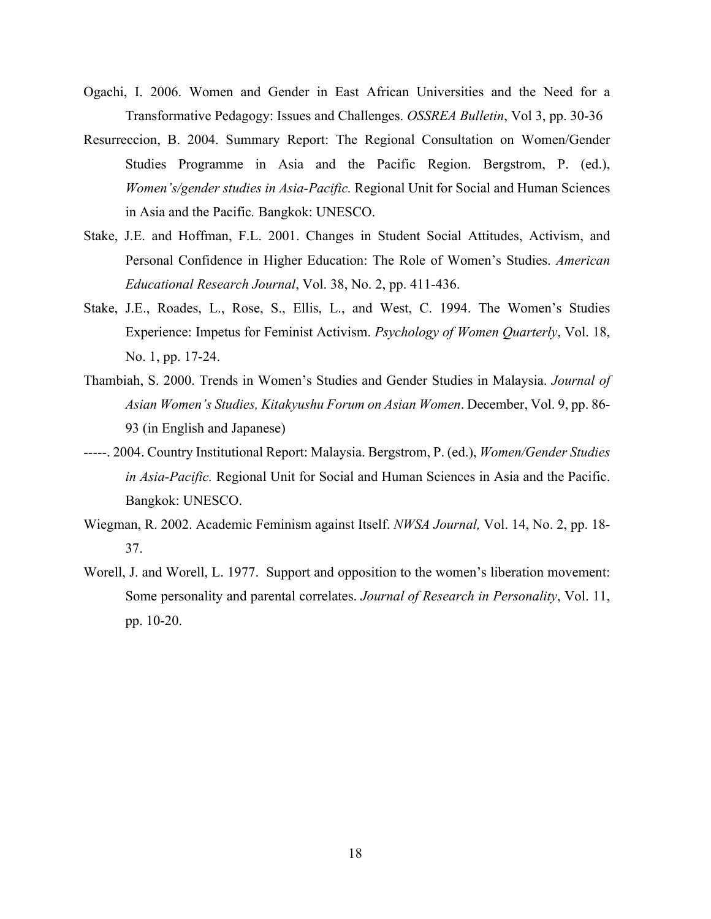Ogachi, I. 2006. Women and Gender in East African Universities and the Need for a Transformative Pedagogy: Issues and Challenges. *OSSREA Bulletin*, Vol 3, pp. 30-36

Resurreccion, B. 2004. Summary Report: The Regional Consultation on Women/Gender Studies Programme in Asia and the Pacific Region. Bergstrom, P. (ed.), *Women's/gender studies in Asia-Pacific.* Regional Unit for Social and Human Sciences in Asia and the Pacific. Bangkok: UNESCO.

Stake, J.E. and Hoffman, F.L. 2001. Changes in Student Social Attitudes, Activism, and Personal Confidence in Higher Education: The Role of Women's Studies. *American Educational Research Journal*, Vol. 38, No. 2, pp. 411-436.

Stake, J.E., Roades, L., Rose, S., Ellis, L., and West, C. 1994. The Women's Studies Experience: Impetus for Feminist Activism. *Psychology of Women Quarterly*, Vol. 18, No. 1, pp. 17-24.

Thambiah, S. 2000. Trends in Women's Studies and Gender Studies in Malaysia. *Journal of Asian Women's Studies, Kitakyushu Forum on Asian Women*. December, Vol. 9, pp. 86-93 (in English and Japanese)

-----. 2004. Country Institutional Report: Malaysia. Bergstrom, P. (ed.), *Women/Gender Studies in Asia-Pacific.* Regional Unit for Social and Human Sciences in Asia and the Pacific. Bangkok: UNESCO.

Wiegman, R. 2002. Academic Feminism against Itself. *NWSA Journal,* Vol. 14, No. 2, pp. 18-37.

Worell, J. and Worell, L. 1977. Support and opposition to the women's liberation movement: Some personality and parental correlates. *Journal of Research in Personality*, Vol. 11, pp. 10-20.